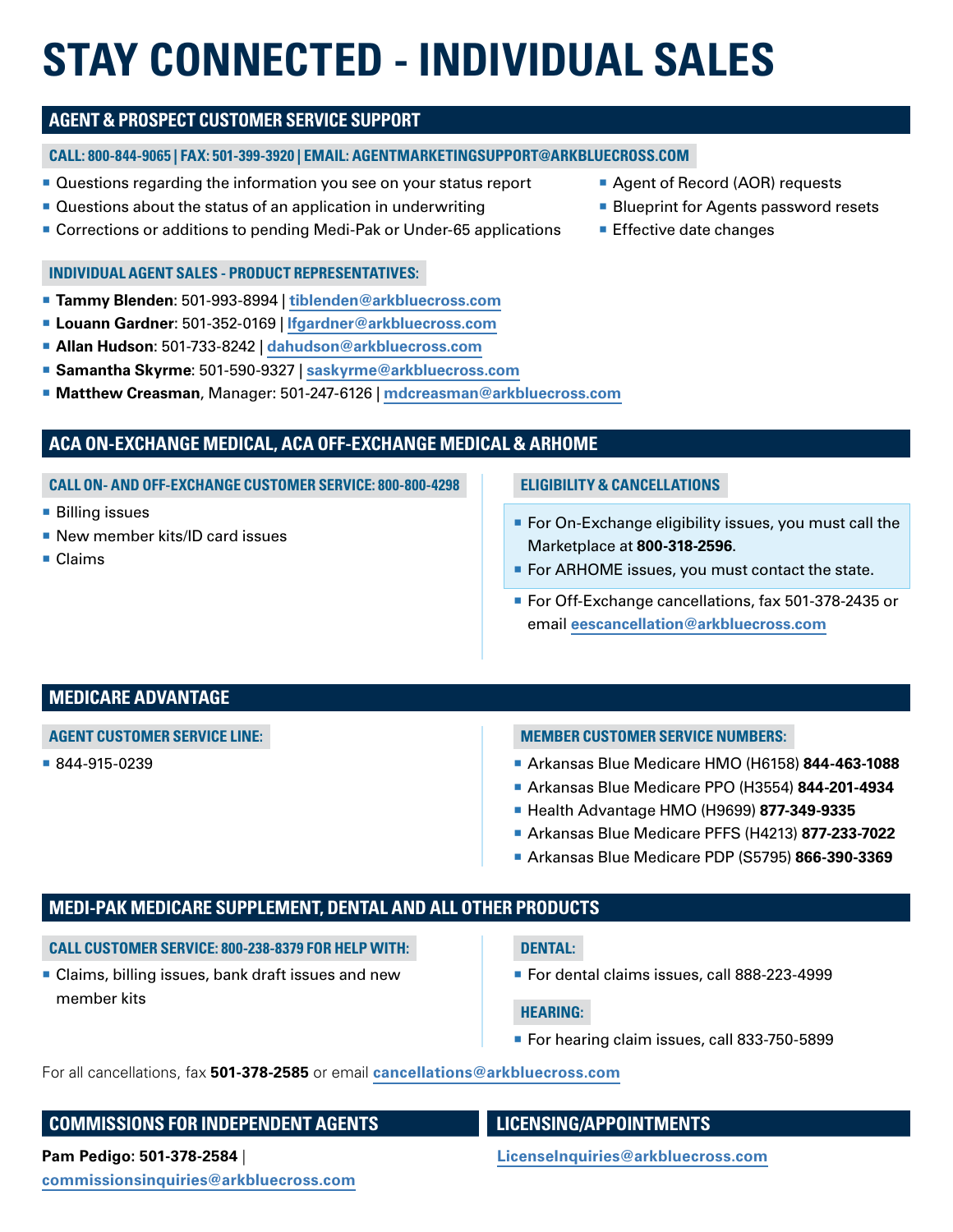# STAY CONNECTED - INDIVIDUAL SALES

## AGENT & PROSPECT CUSTOMER SERVICE SUPPORT

### CALL: 800-844-9065 | FAX: 501-399-3920 | EMAIL: AGENTMARKETINGSUPPORT@ARKBLUECROSS.COM

- Questions regarding the information you see on your status report
- Questions about the status of an application in underwriting
- Corrections or additions to pending Medi-Pak or Under-65 applications
- Agent of Record (AOR) requests
- Blueprint for Agents password resets
- Effective date changes

### INDIVIDUAL AGENT SALES - PRODUCT REPRESENTATIVES:

- **Tammy Blenden**: 501-993-8994 | tiblenden@arkbluecross.com
- **Louann Gardner**: 501-352-0169 | lfgardner@arkbluecross.com
- **Allan Hudson**: 501-733-8242 | dahudson@arkbluecross.com
- **Samantha Skyrme**: 501-590-9327 | saskyrme@arkbluecross.com
- **Matthew Creasman**, Manager: 501-247-6126 | mdcreasman@arkbluecross.com

## ACA ON-EXCHANGE MEDICAL, ACA OFF-EXCHANGE MEDICAL & ARHOME

### CALL ON- AND OFF-EXCHANGE CUSTOMER SERVICE: 800-800-4298

- Billing issues
- New member kits/ID card issues
- Claims

### ELIGIBILITY & CANCELLATIONS

- For On-Exchange eligibility issues, you must call the Marketplace at **800-318-2596**.
- For ARHOME issues, you must contact the state.
- For Off-Exchange cancellations, fax 501-378-2435 or email eescancellation@arkbluecross.com

## MEDICARE ADVANTAGE

### AGENT CUSTOMER SERVICE LINE:

- 844-915-0239

### MEMBER CUSTOMER SERVICE NUMBERS:

- Arkansas Blue Medicare HMO (H6158) **844-463-1088**
- Arkansas Blue Medicare PPO (H3554) **844-201-4934**
- Health Advantage HMO (H9699) **877-349-9335**
- Arkansas Blue Medicare PFFS (H4213) **877-233-7022**
- Arkansas Blue Medicare PDP (S5795) **866-390-3369**

## MEDI-PAK MEDICARE SUPPLEMENT, DENTAL AND ALL OTHER PRODUCTS

### CALL CUSTOMER SERVICE: 800-238-8379 FOR HELP WITH:

- Claims, billing issues, bank draft issues and new member kits

### DENTAL:

- For dental claims issues, call 888-223-4999

### HEARING:

- For hearing claim issues, call 833-750-5899

For all cancellations, fax **501-378-2585** or email cancellations@arkbluecross.com

## COMMISSIONS FOR INDEPENDENT AGENTS

**Pam Pedigo: 501-378-2584** | commissionsinquiries@arkbluecross.com

## LICENSING/APPOINTMENTS

LicenseInquiries@arkbluecross.com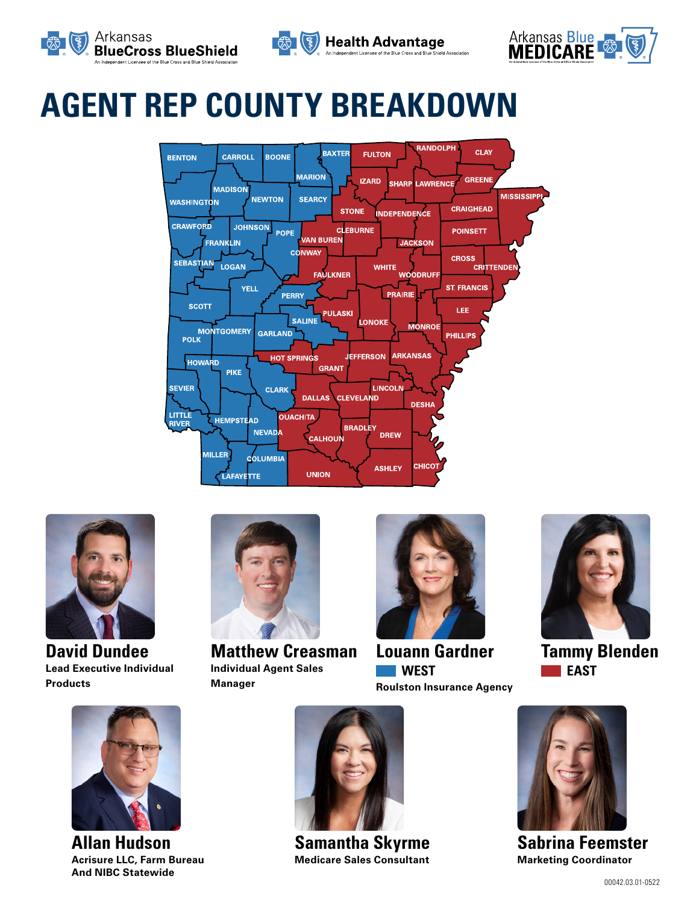Arkansas BlueCross BlueShield
An Independent Licensee of the Blue Cross and Blue Shield Association

Health Advantage
An Independent Licensee of the Blue Cross and Blue Shield Association

Arkansas Blue MEDICARE
An Independent Licensee of the Blue Cross and Blue Shield Association

# AGENT REP COUNTY BREAKDOWN

BENTON
CARROLL
BOONE
BAXTER
FULTON
RANDOLPH
CLAY
MARION
IZARD
SHARP
LAWRENCE
GREENE
MADISON
WASHINGTON
NEWTON
SEARCY
STONE
INDEPENDENCE
CRAIGHEAD
MISSISSIPPI
CRAWFORD
JOHNSON
POPE
CLEBURNE
VAN BUREN
POINSETT
FRANKLIN
JACKSON
CONWAY
SEBASTIAN
LOGAN
WHITE
CROSS
CRITTENDEN
FAULKNER
WOODRUFF
YELL
PERRY
PRAIRIE
ST. FRANCIS
SCOTT
PULASKI
LEE
SALINE
LONOKE
MONTGOMERY
GARLAND
MONROE
POLK
PHILLIPS
HOT SPRINGS
JEFFERSON
ARKANSAS
HOWARD
GRANT
PIKE
SEVIER
CLARK
LINCOLN
DALLAS
CLEVELAND
DESHA
LITTLE RIVER
OUACHITA
HEMPSTEAD
NEVADA
BRADLEY
DREW
CALHOUN
MILLER
COLUMBIA
ASHLEY
CHICOT
LAFAYETTE
UNION

**David Dundee**
Lead Executive Individual Products

**Matthew Creasman**
Individual Agent Sales Manager

**Louann Gardner**
WEST
Roulston Insurance Agency

**Tammy Blenden**
EAST

**Allan Hudson**
Acrisure LLC, Farm Bureau And NIBC Statewide

**Samantha Skyrme**
Medicare Sales Consultant

**Sabrina Feemster**
Marketing Coordinator

00042.03.01-0522